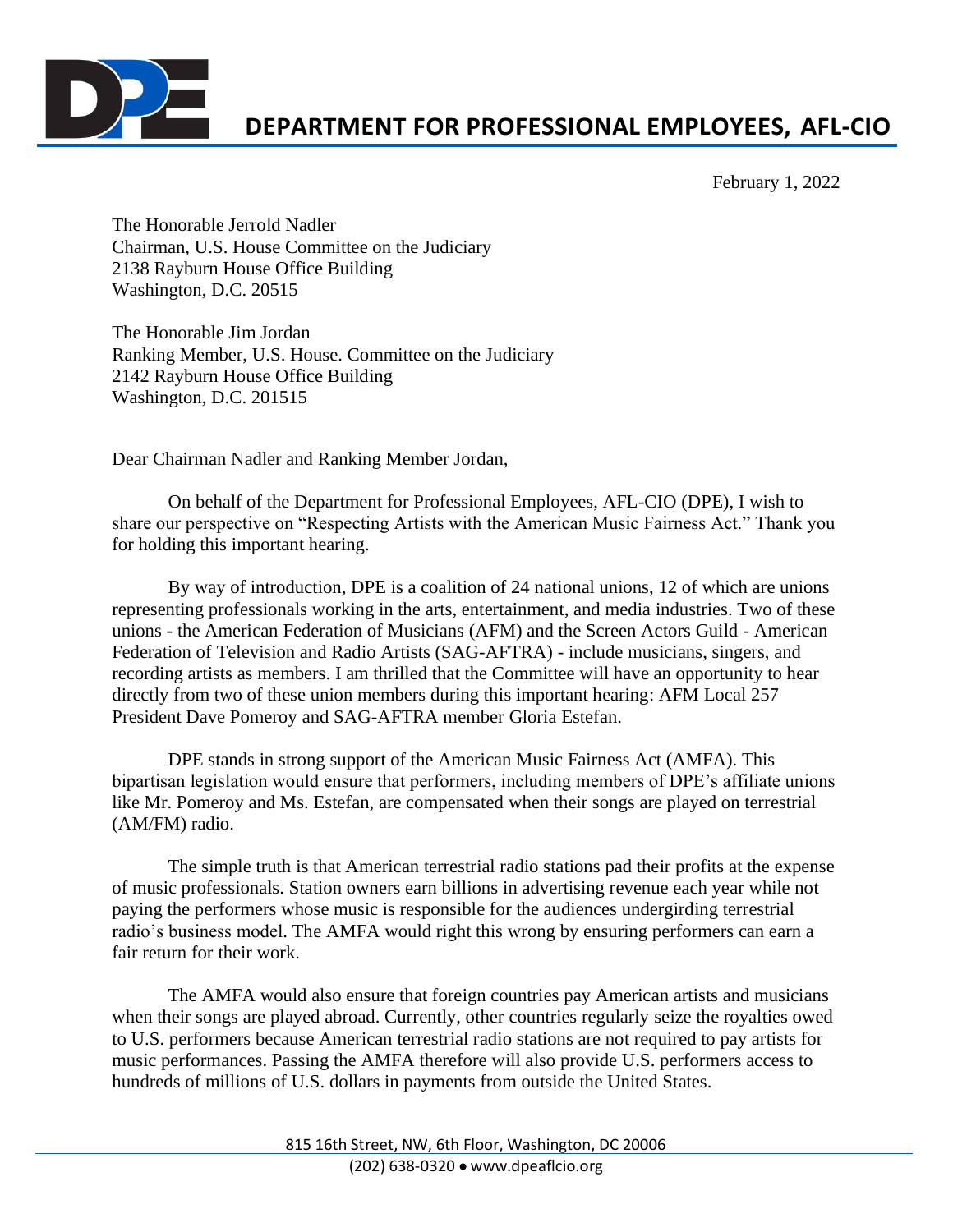# DEPARTMENT FOR PROFESSIONAL EMPLOYEES, AFL-CIO

February 1, 2022

The Honorable Jerrold Nadler
Chairman, U.S. House Committee on the Judiciary
2138 Rayburn House Office Building
Washington, D.C. 20515

The Honorable Jim Jordan
Ranking Member, U.S. House. Committee on the Judiciary
2142 Rayburn House Office Building
Washington, D.C. 201515

Dear Chairman Nadler and Ranking Member Jordan,

On behalf of the Department for Professional Employees, AFL-CIO (DPE), I wish to share our perspective on "Respecting Artists with the American Music Fairness Act." Thank you for holding this important hearing.

By way of introduction, DPE is a coalition of 24 national unions, 12 of which are unions representing professionals working in the arts, entertainment, and media industries. Two of these unions - the American Federation of Musicians (AFM) and the Screen Actors Guild - American Federation of Television and Radio Artists (SAG-AFTRA) - include musicians, singers, and recording artists as members. I am thrilled that the Committee will have an opportunity to hear directly from two of these union members during this important hearing: AFM Local 257 President Dave Pomeroy and SAG-AFTRA member Gloria Estefan.

DPE stands in strong support of the American Music Fairness Act (AMFA). This bipartisan legislation would ensure that performers, including members of DPE's affiliate unions like Mr. Pomeroy and Ms. Estefan, are compensated when their songs are played on terrestrial (AM/FM) radio.

The simple truth is that American terrestrial radio stations pad their profits at the expense of music professionals. Station owners earn billions in advertising revenue each year while not paying the performers whose music is responsible for the audiences undergirding terrestrial radio's business model. The AMFA would right this wrong by ensuring performers can earn a fair return for their work.

The AMFA would also ensure that foreign countries pay American artists and musicians when their songs are played abroad. Currently, other countries regularly seize the royalties owed to U.S. performers because American terrestrial radio stations are not required to pay artists for music performances. Passing the AMFA therefore will also provide U.S. performers access to hundreds of millions of U.S. dollars in payments from outside the United States.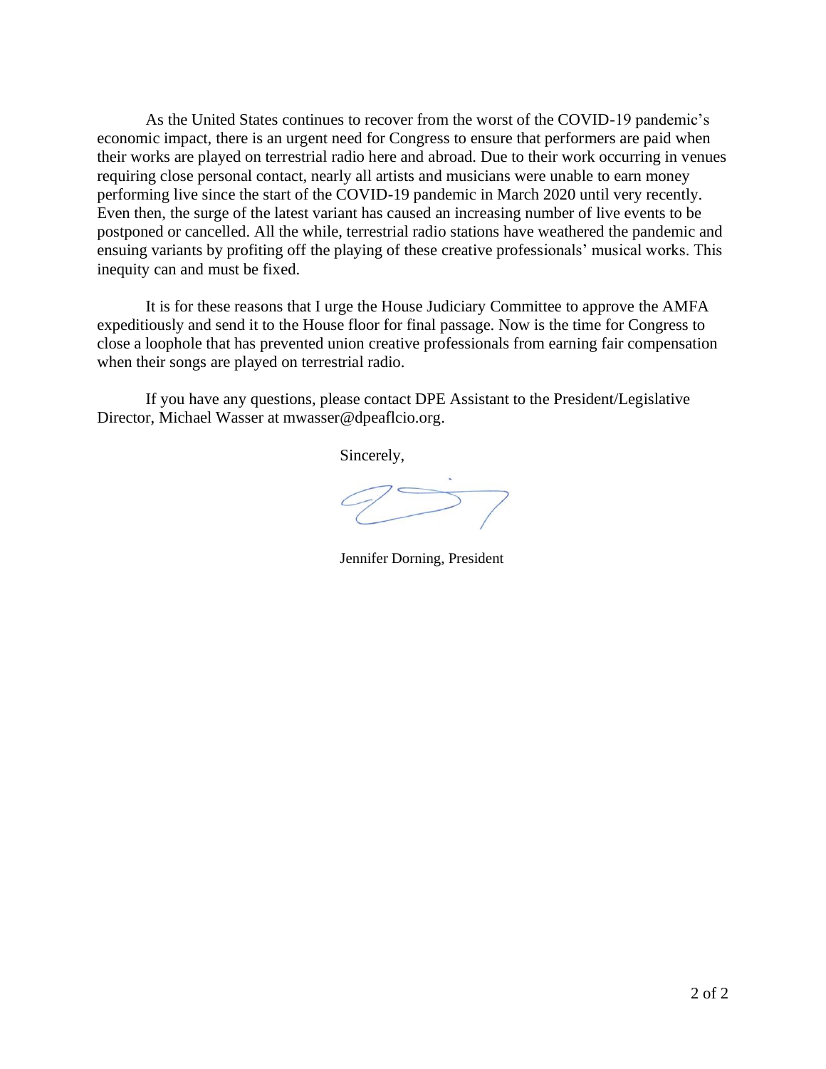As the United States continues to recover from the worst of the COVID-19 pandemic's economic impact, there is an urgent need for Congress to ensure that performers are paid when their works are played on terrestrial radio here and abroad. Due to their work occurring in venues requiring close personal contact, nearly all artists and musicians were unable to earn money performing live since the start of the COVID-19 pandemic in March 2020 until very recently. Even then, the surge of the latest variant has caused an increasing number of live events to be postponed or cancelled. All the while, terrestrial radio stations have weathered the pandemic and ensuing variants by profiting off the playing of these creative professionals' musical works. This inequity can and must be fixed.

It is for these reasons that I urge the House Judiciary Committee to approve the AMFA expeditiously and send it to the House floor for final passage. Now is the time for Congress to close a loophole that has prevented union creative professionals from earning fair compensation when their songs are played on terrestrial radio.

If you have any questions, please contact DPE Assistant to the President/Legislative Director, Michael Wasser at mwasser@dpeaflcio.org.

Sincerely,

Jennifer Dorning, President